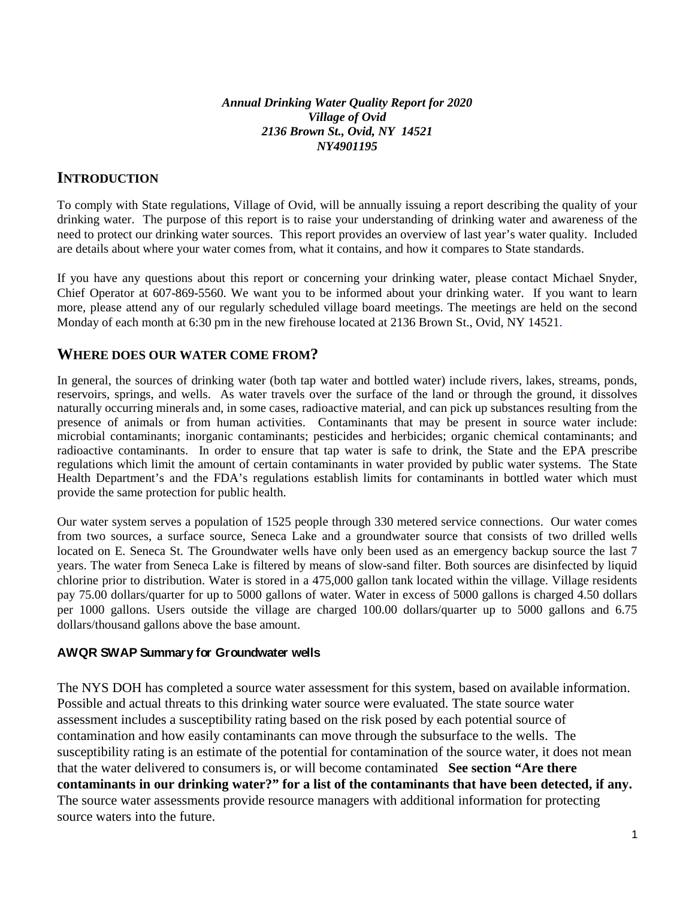***Annual Drinking Water Quality Report for 2020***
***Village of Ovid***
***2136 Brown St., Ovid, NY 14521***
***NY4901195***

## INTRODUCTION

To comply with State regulations, Village of Ovid, will be annually issuing a report describing the quality of your drinking water. The purpose of this report is to raise your understanding of drinking water and awareness of the need to protect our drinking water sources. This report provides an overview of last year's water quality. Included are details about where your water comes from, what it contains, and how it compares to State standards.

If you have any questions about this report or concerning your drinking water, please contact Michael Snyder, Chief Operator at 607-869-5560. We want you to be informed about your drinking water. If you want to learn more, please attend any of our regularly scheduled village board meetings. The meetings are held on the second Monday of each month at 6:30 pm in the new firehouse located at 2136 Brown St., Ovid, NY 14521.

## WHERE DOES OUR WATER COME FROM?

In general, the sources of drinking water (both tap water and bottled water) include rivers, lakes, streams, ponds, reservoirs, springs, and wells. As water travels over the surface of the land or through the ground, it dissolves naturally occurring minerals and, in some cases, radioactive material, and can pick up substances resulting from the presence of animals or from human activities. Contaminants that may be present in source water include: microbial contaminants; inorganic contaminants; pesticides and herbicides; organic chemical contaminants; and radioactive contaminants. In order to ensure that tap water is safe to drink, the State and the EPA prescribe regulations which limit the amount of certain contaminants in water provided by public water systems. The State Health Department's and the FDA's regulations establish limits for contaminants in bottled water which must provide the same protection for public health.

Our water system serves a population of 1525 people through 330 metered service connections. Our water comes from two sources, a surface source, Seneca Lake and a groundwater source that consists of two drilled wells located on E. Seneca St. The Groundwater wells have only been used as an emergency backup source the last 7 years. The water from Seneca Lake is filtered by means of slow-sand filter. Both sources are disinfected by liquid chlorine prior to distribution. Water is stored in a 475,000 gallon tank located within the village. Village residents pay 75.00 dollars/quarter for up to 5000 gallons of water. Water in excess of 5000 gallons is charged 4.50 dollars per 1000 gallons. Users outside the village are charged 100.00 dollars/quarter up to 5000 gallons and 6.75 dollars/thousand gallons above the base amount.

### AWQR SWAP Summary for Groundwater wells

The NYS DOH has completed a source water assessment for this system, based on available information. Possible and actual threats to this drinking water source were evaluated. The state source water assessment includes a susceptibility rating based on the risk posed by each potential source of contamination and how easily contaminants can move through the subsurface to the wells. The susceptibility rating is an estimate of the potential for contamination of the source water, it does not mean that the water delivered to consumers is, or will become contaminated **See section "Are there contaminants in our drinking water?" for a list of the contaminants that have been detected, if any.** The source water assessments provide resource managers with additional information for protecting source waters into the future.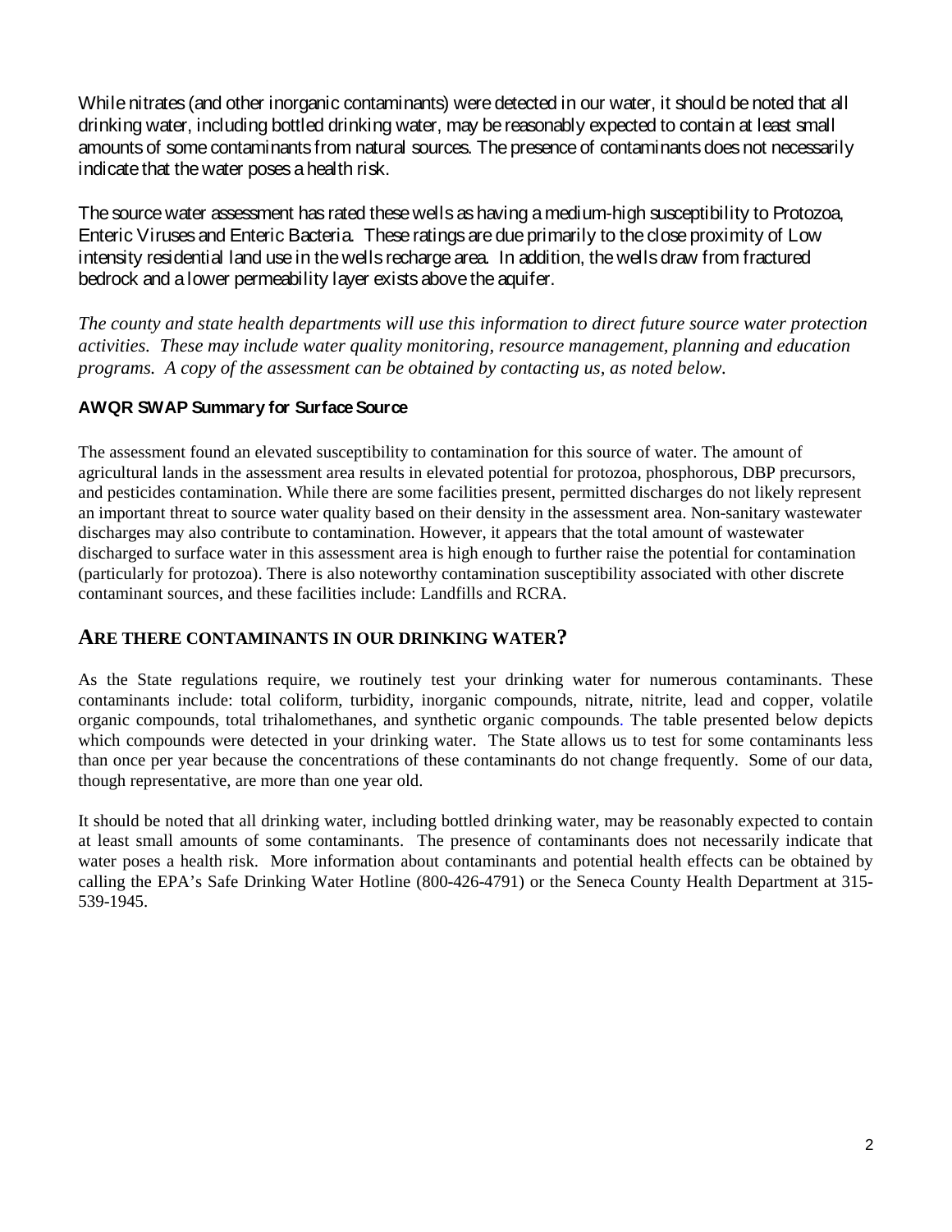While nitrates (and other inorganic contaminants) were detected in our water, it should be noted that all drinking water, including bottled drinking water, may be reasonably expected to contain at least small amounts of some contaminants from natural sources. The presence of contaminants does not necessarily indicate that the water poses a health risk.

The source water assessment has rated these wells as having a medium-high susceptibility to Protozoa, Enteric Viruses and Enteric Bacteria. These ratings are due primarily to the close proximity of Low intensity residential land use in the wells recharge area. In addition, the wells draw from fractured bedrock and a lower permeability layer exists above the aquifer.

*The county and state health departments will use this information to direct future source water protection activities. These may include water quality monitoring, resource management, planning and education programs. A copy of the assessment can be obtained by contacting us, as noted below.*

**AWQR SWAP Summary for Surface Source**

The assessment found an elevated susceptibility to contamination for this source of water. The amount of agricultural lands in the assessment area results in elevated potential for protozoa, phosphorous, DBP precursors, and pesticides contamination. While there are some facilities present, permitted discharges do not likely represent an important threat to source water quality based on their density in the assessment area. Non-sanitary wastewater discharges may also contribute to contamination. However, it appears that the total amount of wastewater discharged to surface water in this assessment area is high enough to further raise the potential for contamination (particularly for protozoa). There is also noteworthy contamination susceptibility associated with other discrete contaminant sources, and these facilities include: Landfills and RCRA.

## ARE THERE CONTAMINANTS IN OUR DRINKING WATER?

As the State regulations require, we routinely test your drinking water for numerous contaminants. These contaminants include: total coliform, turbidity, inorganic compounds, nitrate, nitrite, lead and copper, volatile organic compounds, total trihalomethanes, and synthetic organic compounds. The table presented below depicts which compounds were detected in your drinking water. The State allows us to test for some contaminants less than once per year because the concentrations of these contaminants do not change frequently. Some of our data, though representative, are more than one year old.

It should be noted that all drinking water, including bottled drinking water, may be reasonably expected to contain at least small amounts of some contaminants. The presence of contaminants does not necessarily indicate that water poses a health risk. More information about contaminants and potential health effects can be obtained by calling the EPA's Safe Drinking Water Hotline (800-426-4791) or the Seneca County Health Department at 315-539-1945.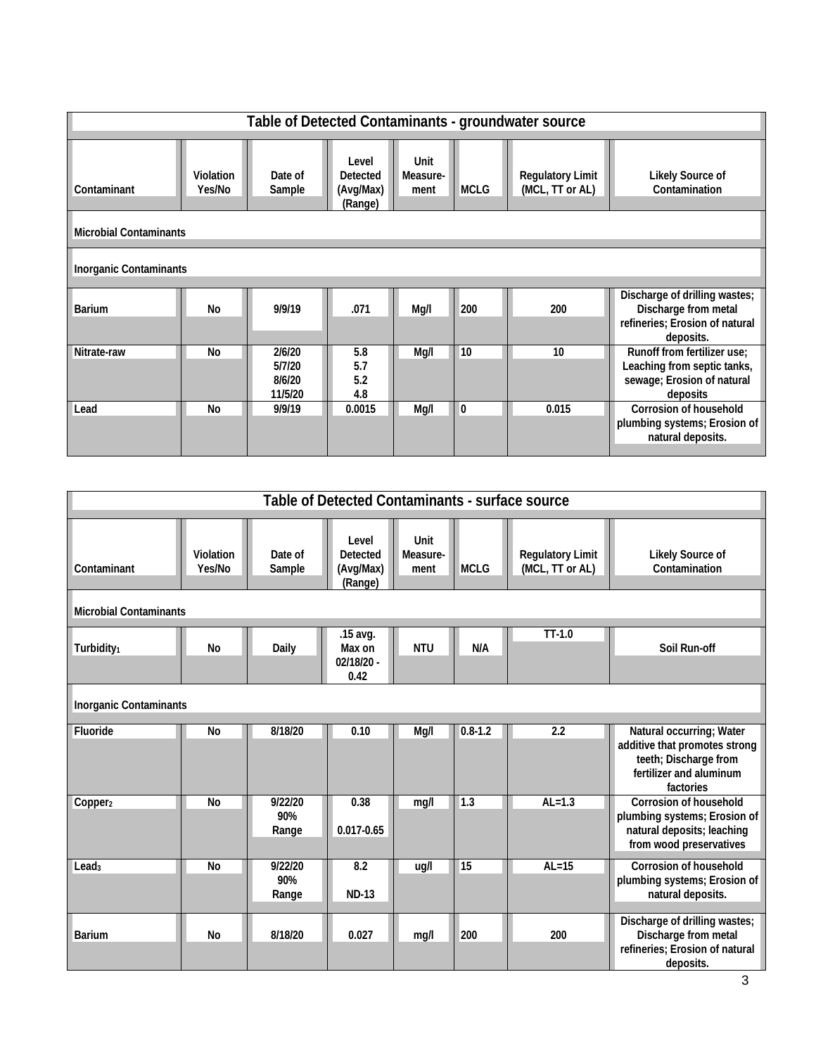| Table of Detected Contaminants - groundwater source | | | | | | | |
|---|---|---|---|---|---|---|---|
| Contaminant | Violation Yes/No | Date of Sample | Level Detected (Avg/Max) (Range) | Unit Measure-ment | MCLG | Regulatory Limit (MCL, TT or AL) | Likely Source of Contamination |
| **Microbial Contaminants** | | | | | | | |
| **Inorganic Contaminants** | | | | | | | |
| Barium | No | 9/9/19 | .071 | Mg/l | 200 | 200 | Discharge of drilling wastes; Discharge from metal refineries; Erosion of natural deposits. |
| Nitrate-raw | No | 2/6/20<br>5/7/20<br>8/6/20<br>11/5/20 | 5.8<br>5.7<br>5.2<br>4.8 | Mg/l | 10 | 10 | Runoff from fertilizer use; Leaching from septic tanks, sewage; Erosion of natural deposits |
| Lead | No | 9/9/19 | 0.0015 | Mg/l | 0 | 0.015 | Corrosion of household plumbing systems; Erosion of natural deposits. |

| Table of Detected Contaminants - surface source | | | | | | | |
|---|---|---|---|---|---|---|---|
| Contaminant | Violation Yes/No | Date of Sample | Level Detected (Avg/Max) (Range) | Unit Measure-ment | MCLG | Regulatory Limit (MCL, TT or AL) | Likely Source of Contamination |
| **Microbial Contaminants** | | | | | | | |
| Turbidity[1] | No | Daily | .15 avg. Max on 02/18/20 - 0.42 | NTU | N/A | TT-1.0 | Soil Run-off |
| **Inorganic Contaminants** | | | | | | | |
| Fluoride | No | 8/18/20 | 0.10 | Mg/l | 0.8-1.2 | 2.2 | Natural occurring; Water additive that promotes strong teeth; Discharge from fertilizer and aluminum factories |
| Copper[2] | No | 9/22/20<br>90%<br>Range | 0.38<br><br>0.017-0.65 | mg/l | 1.3 | AL=1.3 | Corrosion of household plumbing systems; Erosion of natural deposits; leaching from wood preservatives |
| Lead[3] | No | 9/22/20<br>90%<br>Range | 8.2<br><br>ND-13 | ug/l | 15 | AL=15 | Corrosion of household plumbing systems; Erosion of natural deposits. |
| Barium | No | 8/18/20 | 0.027 | mg/l | 200 | 200 | Discharge of drilling wastes; Discharge from metal refineries; Erosion of natural deposits. |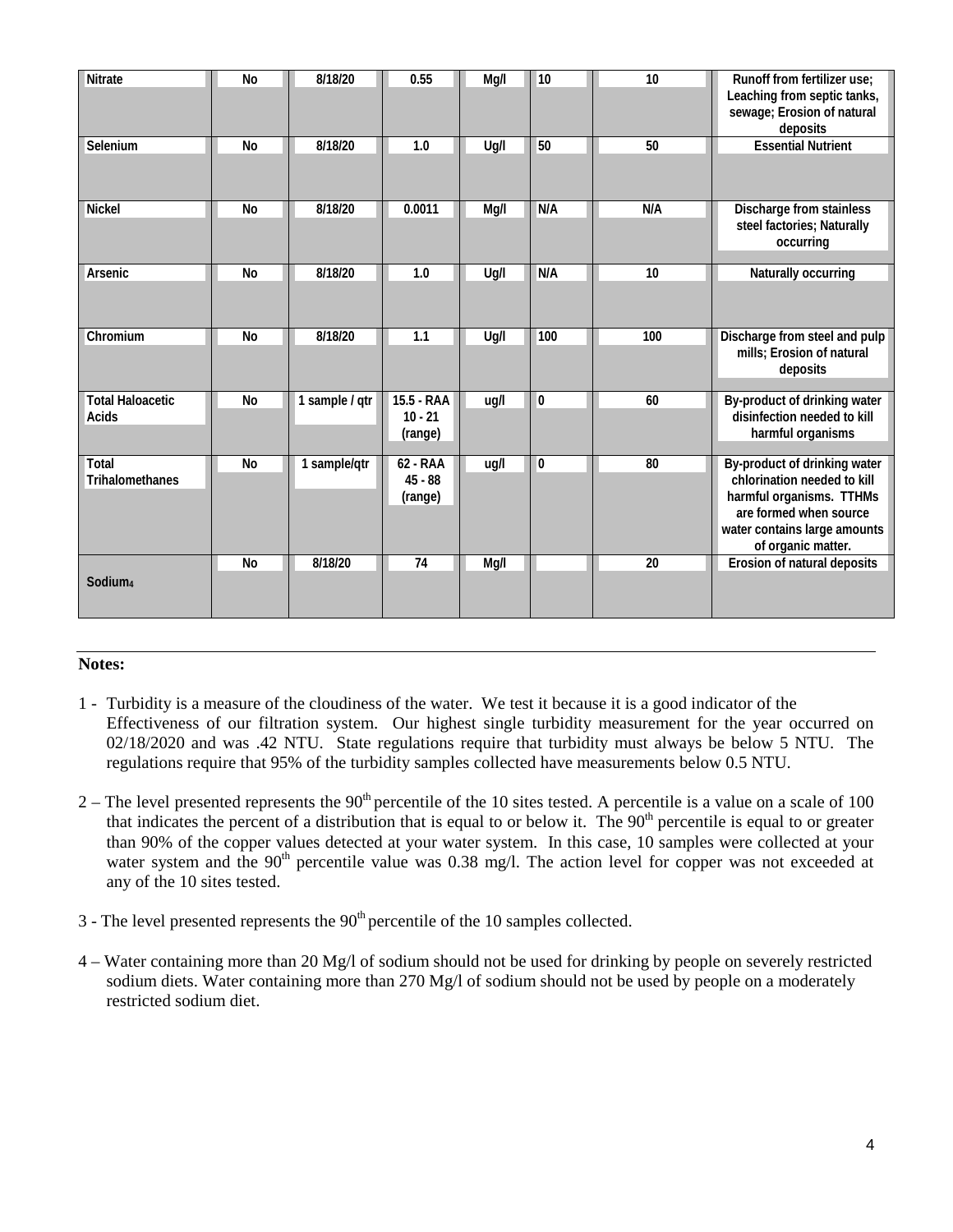| | | | | | | | |
|---|---|---|---|---|---|---|---|
| Nitrate | No | 8/18/20 | 0.55 | Mg/l | 10 | 10 | Runoff from fertilizer use; Leaching from septic tanks, sewage; Erosion of natural deposits |
| Selenium | No | 8/18/20 | 1.0 | Ug/l | 50 | 50 | Essential Nutrient |
| Nickel | No | 8/18/20 | 0.0011 | Mg/l | N/A | N/A | Discharge from stainless steel factories; Naturally occurring |
| Arsenic | No | 8/18/20 | 1.0 | Ug/l | N/A | 10 | Naturally occurring |
| Chromium | No | 8/18/20 | 1.1 | Ug/l | 100 | 100 | Discharge from steel and pulp mills; Erosion of natural deposits |
| Total Haloacetic Acids | No | 1 sample / qtr | 15.5 - RAA 10 - 21 (range) | ug/l | 0 | 60 | By-product of drinking water disinfection needed to kill harmful organisms |
| Total Trihalomethanes | No | 1 sample/qtr | 62 - RAA 45 - 88 (range) | ug/l | 0 | 80 | By-product of drinking water chlorination needed to kill harmful organisms. TTHMs are formed when source water contains large amounts of organic matter. |
| Sodium[4] | No | 8/18/20 | 74 | Mg/l | | 20 | Erosion of natural deposits |

**Notes:**

1 - Turbidity is a measure of the cloudiness of the water. We test it because it is a good indicator of the Effectiveness of our filtration system. Our highest single turbidity measurement for the year occurred on 02/18/2020 and was .42 NTU. State regulations require that turbidity must always be below 5 NTU. The regulations require that 95% of the turbidity samples collected have measurements below 0.5 NTU.

2 – The level presented represents the 90th percentile of the 10 sites tested. A percentile is a value on a scale of 100 that indicates the percent of a distribution that is equal to or below it. The 90th percentile is equal to or greater than 90% of the copper values detected at your water system. In this case, 10 samples were collected at your water system and the 90th percentile value was 0.38 mg/l. The action level for copper was not exceeded at any of the 10 sites tested.

3 - The level presented represents the 90th percentile of the 10 samples collected.

4 – Water containing more than 20 Mg/l of sodium should not be used for drinking by people on severely restricted sodium diets. Water containing more than 270 Mg/l of sodium should not be used by people on a moderately restricted sodium diet.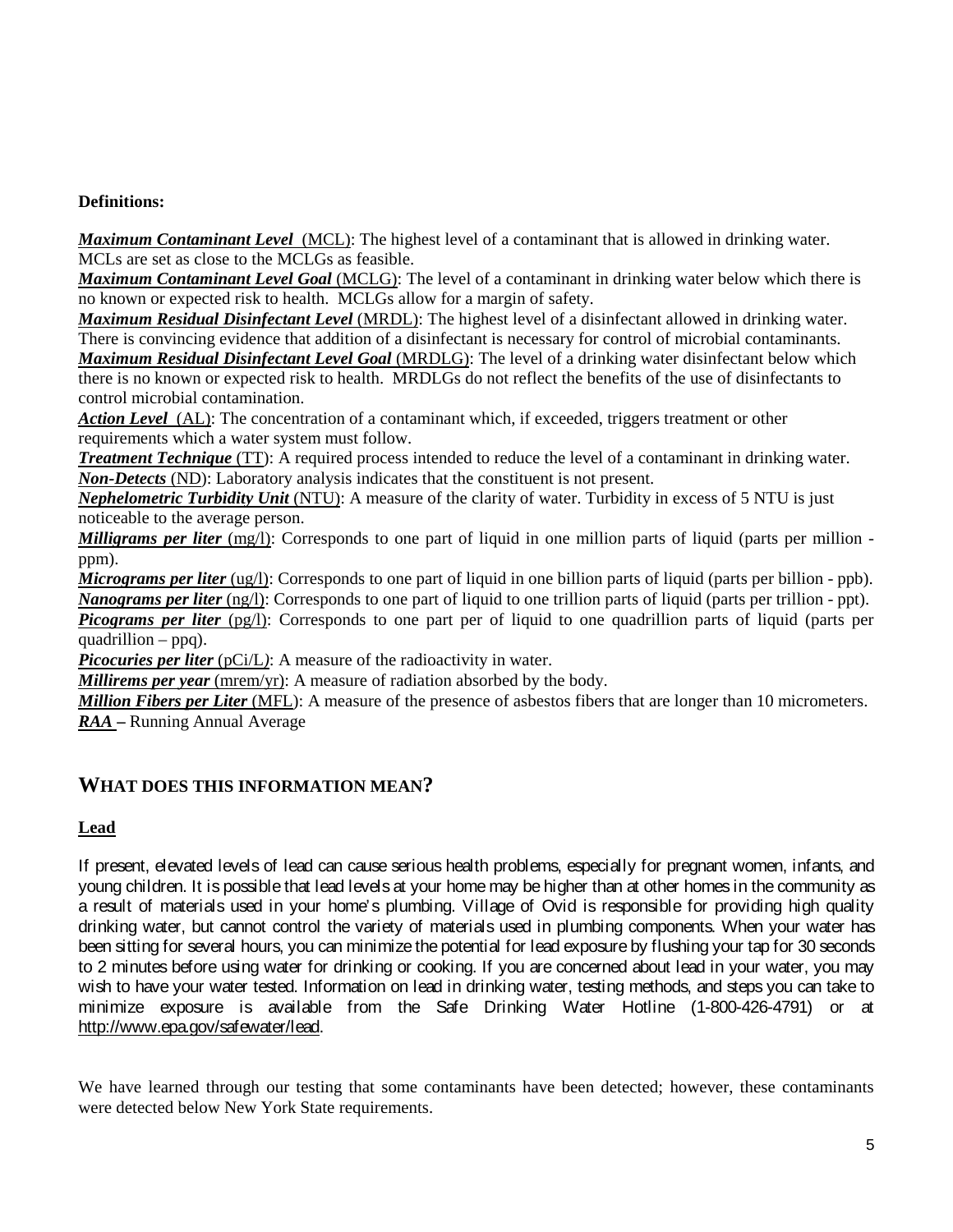**Definitions:**

***Maximum Contaminant Level*** (MCL): The highest level of a contaminant that is allowed in drinking water. MCLs are set as close to the MCLGs as feasible.
***Maximum Contaminant Level Goal*** (MCLG): The level of a contaminant in drinking water below which there is no known or expected risk to health. MCLGs allow for a margin of safety.
***Maximum Residual Disinfectant Level*** (MRDL): The highest level of a disinfectant allowed in drinking water. There is convincing evidence that addition of a disinfectant is necessary for control of microbial contaminants.
***Maximum Residual Disinfectant Level Goal*** (MRDLG): The level of a drinking water disinfectant below which there is no known or expected risk to health. MRDLGs do not reflect the benefits of the use of disinfectants to control microbial contamination.
***Action Level*** (AL): The concentration of a contaminant which, if exceeded, triggers treatment or other requirements which a water system must follow.
***Treatment Technique*** (TT): A required process intended to reduce the level of a contaminant in drinking water.
***Non-Detects*** (ND): Laboratory analysis indicates that the constituent is not present.
***Nephelometric Turbidity Unit*** (NTU): A measure of the clarity of water. Turbidity in excess of 5 NTU is just noticeable to the average person.
***Milligrams per liter*** (mg/l): Corresponds to one part of liquid in one million parts of liquid (parts per million - ppm).
***Micrograms per liter*** (ug/l): Corresponds to one part of liquid in one billion parts of liquid (parts per billion - ppb).
***Nanograms per liter*** (ng/l): Corresponds to one part of liquid to one trillion parts of liquid (parts per trillion - ppt).
***Picograms per liter*** (pg/l): Corresponds to one part per of liquid to one quadrillion parts of liquid (parts per quadrillion – ppq).
***Picocuries per liter*** (pCi/L): A measure of the radioactivity in water.
***Millirems per year*** (mrem/yr): A measure of radiation absorbed by the body.
***Million Fibers per Liter*** (MFL): A measure of the presence of asbestos fibers that are longer than 10 micrometers.
***RAA*** – Running Annual Average

## WHAT DOES THIS INFORMATION MEAN?

**Lead**

If present, elevated levels of lead can cause serious health problems, especially for pregnant women, infants, and young children. It is possible that lead levels at your home may be higher than at other homes in the community as a result of materials used in your home's plumbing. Village of Ovid is responsible for providing high quality drinking water, but cannot control the variety of materials used in plumbing components. When your water has been sitting for several hours, you can minimize the potential for lead exposure by flushing your tap for 30 seconds to 2 minutes before using water for drinking or cooking. If you are concerned about lead in your water, you may wish to have your water tested. Information on lead in drinking water, testing methods, and steps you can take to minimize exposure is available from the Safe Drinking Water Hotline (1-800-426-4791) or at http://www.epa.gov/safewater/lead.

We have learned through our testing that some contaminants have been detected; however, these contaminants were detected below New York State requirements.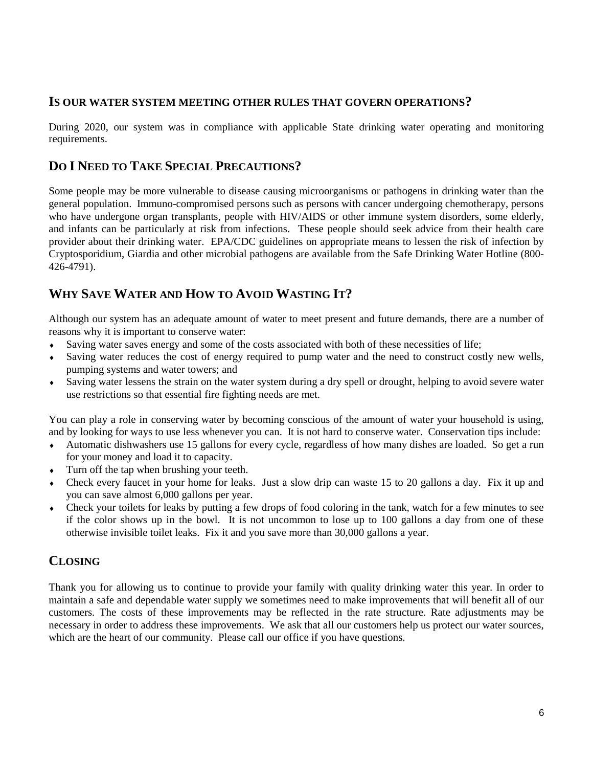## IS OUR WATER SYSTEM MEETING OTHER RULES THAT GOVERN OPERATIONS?

During 2020, our system was in compliance with applicable State drinking water operating and monitoring requirements.

## DO I NEED TO TAKE SPECIAL PRECAUTIONS?

Some people may be more vulnerable to disease causing microorganisms or pathogens in drinking water than the general population. Immuno-compromised persons such as persons with cancer undergoing chemotherapy, persons who have undergone organ transplants, people with HIV/AIDS or other immune system disorders, some elderly, and infants can be particularly at risk from infections. These people should seek advice from their health care provider about their drinking water. EPA/CDC guidelines on appropriate means to lessen the risk of infection by Cryptosporidium, Giardia and other microbial pathogens are available from the Safe Drinking Water Hotline (800-426-4791).

## WHY SAVE WATER AND HOW TO AVOID WASTING IT?

Although our system has an adequate amount of water to meet present and future demands, there are a number of reasons why it is important to conserve water:

- Saving water saves energy and some of the costs associated with both of these necessities of life;
- Saving water reduces the cost of energy required to pump water and the need to construct costly new wells, pumping systems and water towers; and
- Saving water lessens the strain on the water system during a dry spell or drought, helping to avoid severe water use restrictions so that essential fire fighting needs are met.

You can play a role in conserving water by becoming conscious of the amount of water your household is using, and by looking for ways to use less whenever you can. It is not hard to conserve water. Conservation tips include:

- Automatic dishwashers use 15 gallons for every cycle, regardless of how many dishes are loaded. So get a run for your money and load it to capacity.
- Turn off the tap when brushing your teeth.
- Check every faucet in your home for leaks. Just a slow drip can waste 15 to 20 gallons a day. Fix it up and you can save almost 6,000 gallons per year.
- Check your toilets for leaks by putting a few drops of food coloring in the tank, watch for a few minutes to see if the color shows up in the bowl. It is not uncommon to lose up to 100 gallons a day from one of these otherwise invisible toilet leaks. Fix it and you save more than 30,000 gallons a year.

## CLOSING

Thank you for allowing us to continue to provide your family with quality drinking water this year. In order to maintain a safe and dependable water supply we sometimes need to make improvements that will benefit all of our customers. The costs of these improvements may be reflected in the rate structure. Rate adjustments may be necessary in order to address these improvements. We ask that all our customers help us protect our water sources, which are the heart of our community. Please call our office if you have questions.